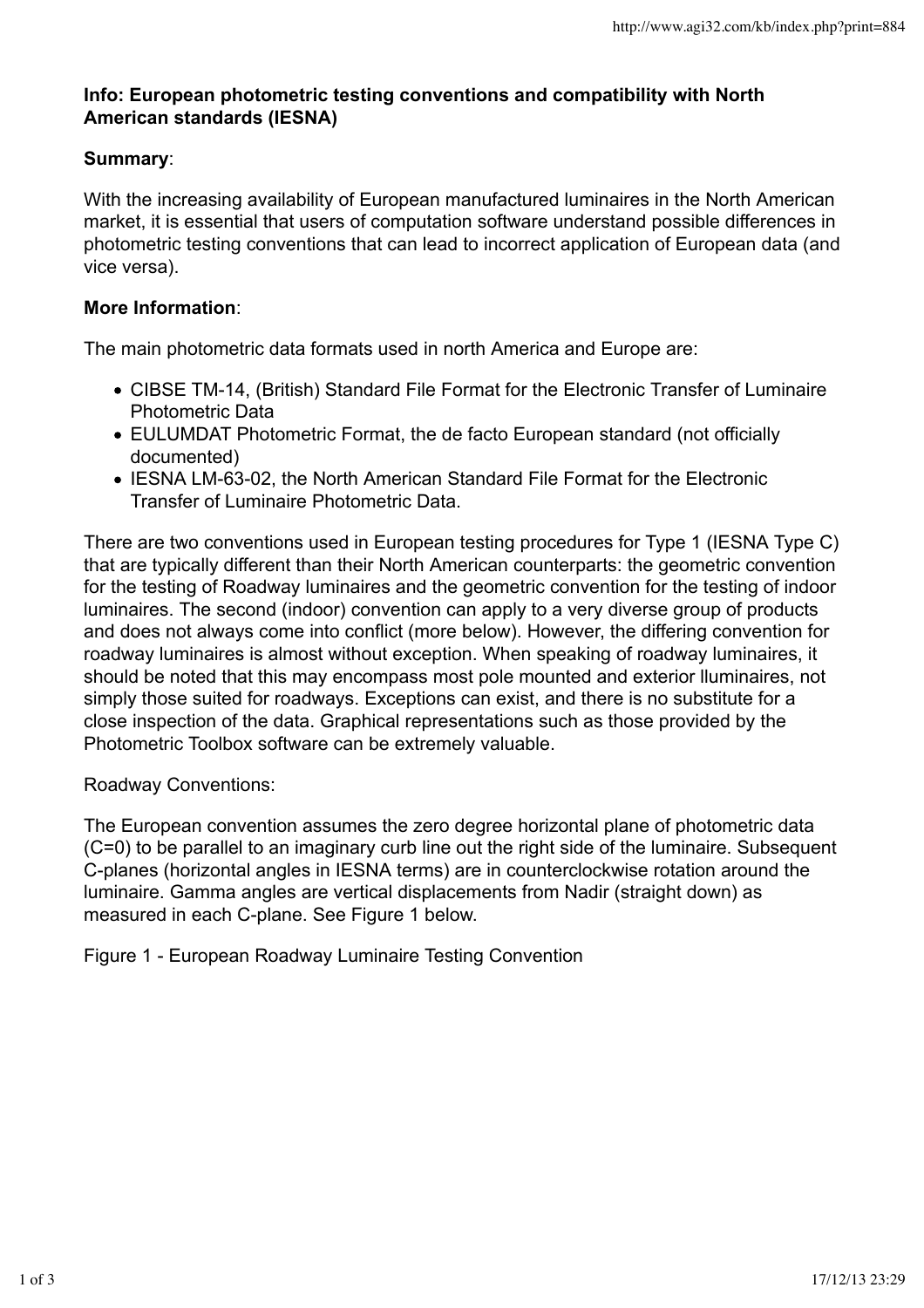**Info: European photometric testing conventions and compatibility with North American standards (IESNA)**

**Summary**:

With the increasing availability of European manufactured luminaires in the North American market, it is essential that users of computation software understand possible differences in photometric testing conventions that can lead to incorrect application of European data (and vice versa).

**More Information**:

The main photometric data formats used in north America and Europe are:

- CIBSE TM-14, (British) Standard File Format for the Electronic Transfer of Luminaire Photometric Data
- EULUMDAT Photometric Format, the de facto European standard (not officially documented)
- IESNA LM-63-02, the North American Standard File Format for the Electronic Transfer of Luminaire Photometric Data.

There are two conventions used in European testing procedures for Type 1 (IESNA Type C) that are typically different than their North American counterparts: the geometric convention for the testing of Roadway luminaires and the geometric convention for the testing of indoor luminaires. The second (indoor) convention can apply to a very diverse group of products and does not always come into conflict (more below). However, the differing convention for roadway luminaires is almost without exception. When speaking of roadway luminaires, it should be noted that this may encompass most pole mounted and exterior lluminaires, not simply those suited for roadways. Exceptions can exist, and there is no substitute for a close inspection of the data. Graphical representations such as those provided by the Photometric Toolbox software can be extremely valuable.

Roadway Conventions:

The European convention assumes the zero degree horizontal plane of photometric data (C=0) to be parallel to an imaginary curb line out the right side of the luminaire. Subsequent C-planes (horizontal angles in IESNA terms) are in counterclockwise rotation around the luminaire. Gamma angles are vertical displacements from Nadir (straight down) as measured in each C-plane. See Figure 1 below.

Figure 1 - European Roadway Luminaire Testing Convention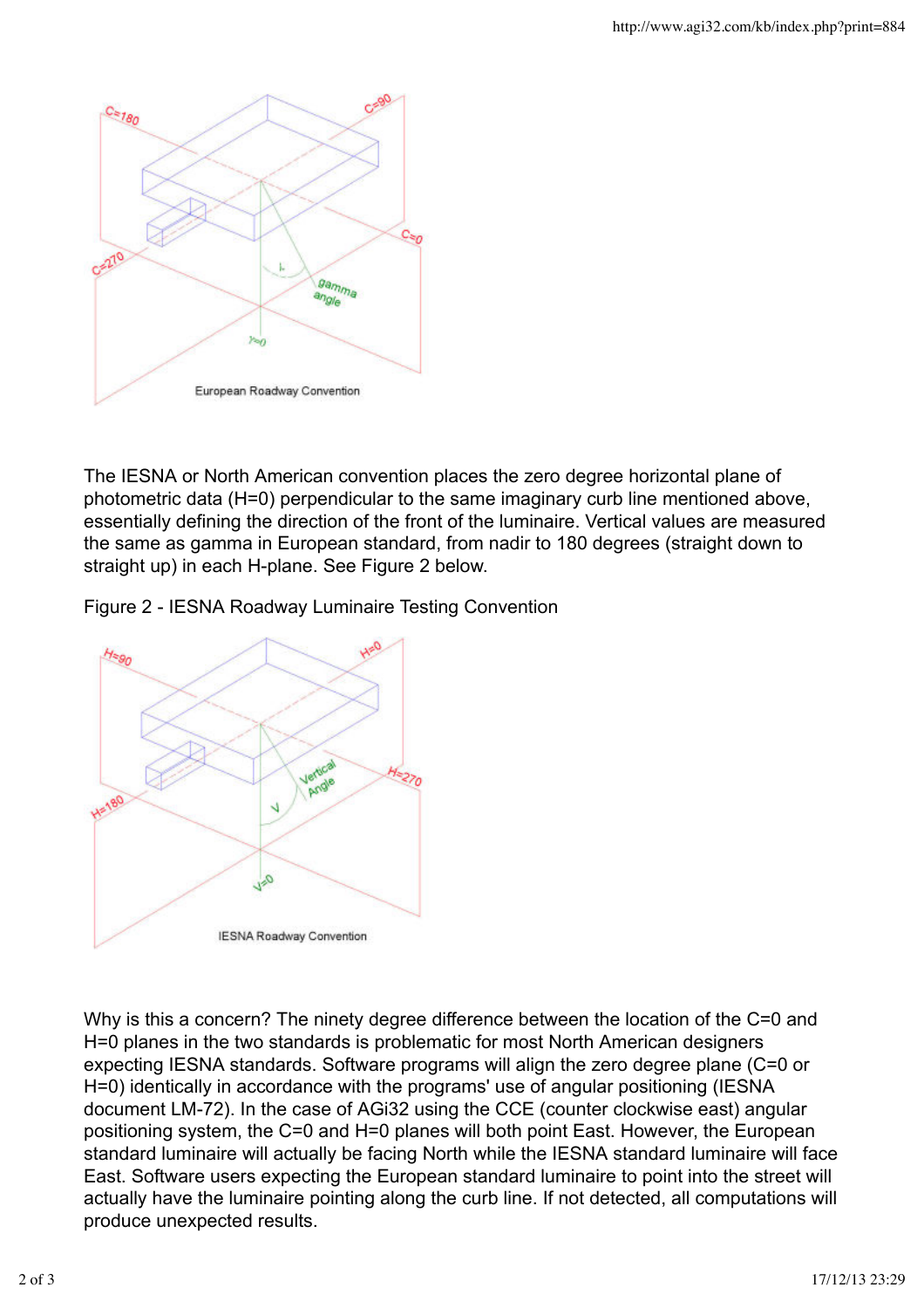European Roadway Convention

The IESNA or North American convention places the zero degree horizontal plane of photometric data (H=0) perpendicular to the same imaginary curb line mentioned above, essentially defining the direction of the front of the luminaire. Vertical values are measured the same as gamma in European standard, from nadir to 180 degrees (straight down to straight up) in each H-plane. See Figure 2 below.

Figure 2 - IESNA Roadway Luminaire Testing Convention

IESNA Roadway Convention

Why is this a concern? The ninety degree difference between the location of the C=0 and H=0 planes in the two standards is problematic for most North American designers expecting IESNA standards. Software programs will align the zero degree plane (C=0 or H=0) identically in accordance with the programs' use of angular positioning (IESNA document LM-72). In the case of AGi32 using the CCE (counter clockwise east) angular positioning system, the C=0 and H=0 planes will both point East. However, the European standard luminaire will actually be facing North while the IESNA standard luminaire will face East. Software users expecting the European standard luminaire to point into the street will actually have the luminaire pointing along the curb line. If not detected, all computations will produce unexpected results.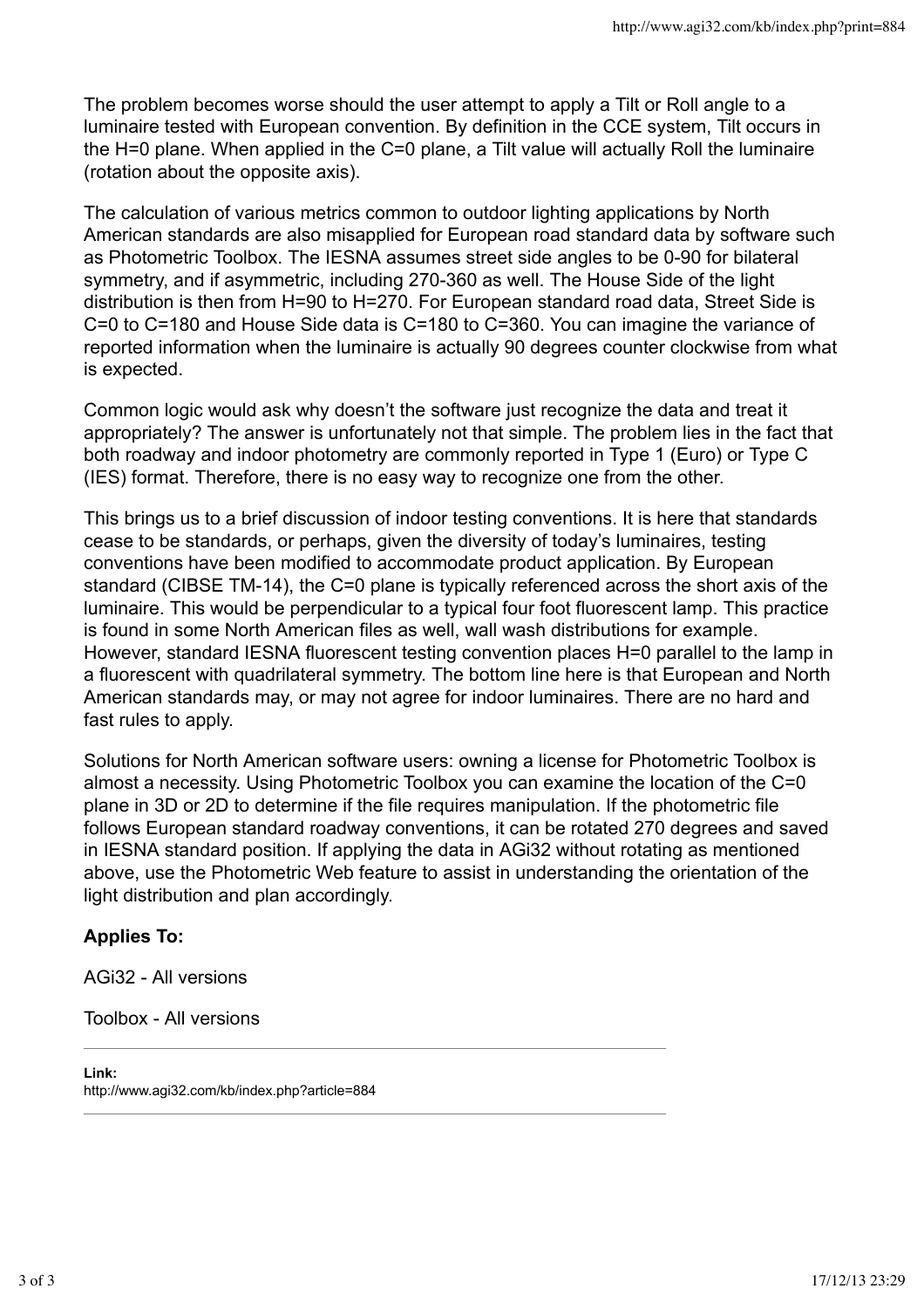The problem becomes worse should the user attempt to apply a Tilt or Roll angle to a luminaire tested with European convention. By definition in the CCE system, Tilt occurs in the H=0 plane. When applied in the C=0 plane, a Tilt value will actually Roll the luminaire (rotation about the opposite axis).

The calculation of various metrics common to outdoor lighting applications by North American standards are also misapplied for European road standard data by software such as Photometric Toolbox. The IESNA assumes street side angles to be 0-90 for bilateral symmetry, and if asymmetric, including 270-360 as well. The House Side of the light distribution is then from H=90 to H=270. For European standard road data, Street Side is C=0 to C=180 and House Side data is C=180 to C=360. You can imagine the variance of reported information when the luminaire is actually 90 degrees counter clockwise from what is expected.

Common logic would ask why doesn't the software just recognize the data and treat it appropriately? The answer is unfortunately not that simple. The problem lies in the fact that both roadway and indoor photometry are commonly reported in Type 1 (Euro) or Type C (IES) format. Therefore, there is no easy way to recognize one from the other.

This brings us to a brief discussion of indoor testing conventions. It is here that standards cease to be standards, or perhaps, given the diversity of today's luminaires, testing conventions have been modified to accommodate product application. By European standard (CIBSE TM-14), the C=0 plane is typically referenced across the short axis of the luminaire. This would be perpendicular to a typical four foot fluorescent lamp. This practice is found in some North American files as well, wall wash distributions for example. However, standard IESNA fluorescent testing convention places H=0 parallel to the lamp in a fluorescent with quadrilateral symmetry. The bottom line here is that European and North American standards may, or may not agree for indoor luminaires. There are no hard and fast rules to apply.

Solutions for North American software users: owning a license for Photometric Toolbox is almost a necessity. Using Photometric Toolbox you can examine the location of the C=0 plane in 3D or 2D to determine if the file requires manipulation. If the photometric file follows European standard roadway conventions, it can be rotated 270 degrees and saved in IESNA standard position. If applying the data in AGi32 without rotating as mentioned above, use the Photometric Web feature to assist in understanding the orientation of the light distribution and plan accordingly.

**Applies To:**

AGi32 - All versions

Toolbox - All versions

---

**Link:**
http://www.agi32.com/kb/index.php?article=884

---